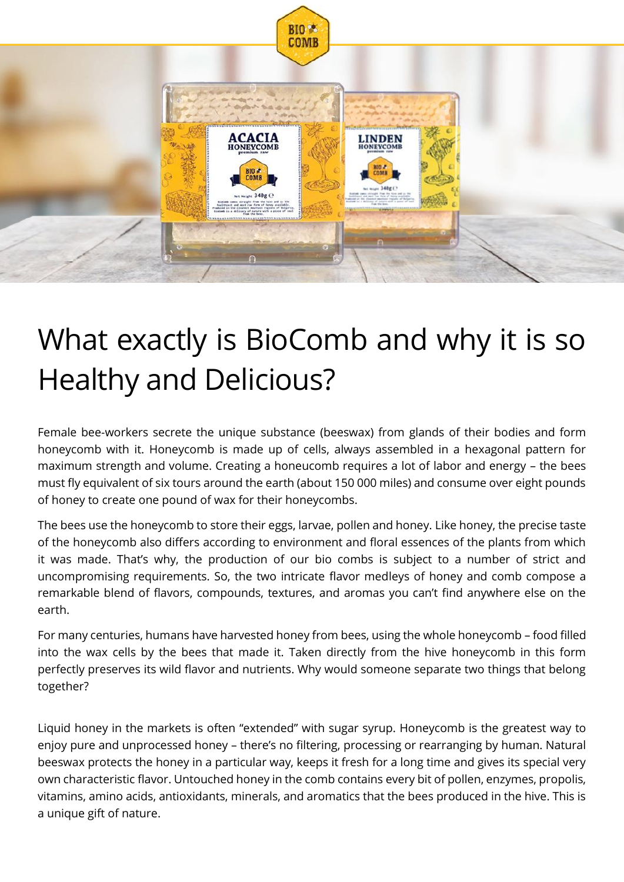# What exactly is BioComb and why it is so Healthy and Delicious?

Female bee-workers secrete the unique substance (beeswax) from glands of their bodies and form honeycomb with it. Honeycomb is made up of cells, always assembled in a hexagonal pattern for maximum strength and volume. Creating a honeucomb requires a lot of labor and energy – the bees must fly equivalent of six tours around the earth (about 150 000 miles) and consume over eight pounds of honey to create one pound of wax for their honeycombs.

The bees use the honeycomb to store their eggs, larvae, pollen and honey. Like honey, the precise taste of the honeycomb also differs according to environment and floral essences of the plants from which it was made. That's why, the production of our bio combs is subject to a number of strict and uncompromising requirements. So, the two intricate flavor medleys of honey and comb compose a remarkable blend of flavors, compounds, textures, and aromas you can't find anywhere else on the earth.

For many centuries, humans have harvested honey from bees, using the whole honeycomb – food filled into the wax cells by the bees that made it. Taken directly from the hive honeycomb in this form perfectly preserves its wild flavor and nutrients. Why would someone separate two things that belong together?

Liquid honey in the markets is often "extended" with sugar syrup. Honeycomb is the greatest way to enjoy pure and unprocessed honey – there's no filtering, processing or rearranging by human. Natural beeswax protects the honey in a particular way, keeps it fresh for a long time and gives its special very own characteristic flavor. Untouched honey in the comb contains every bit of pollen, enzymes, propolis, vitamins, amino acids, antioxidants, minerals, and aromatics that the bees produced in the hive. This is a unique gift of nature.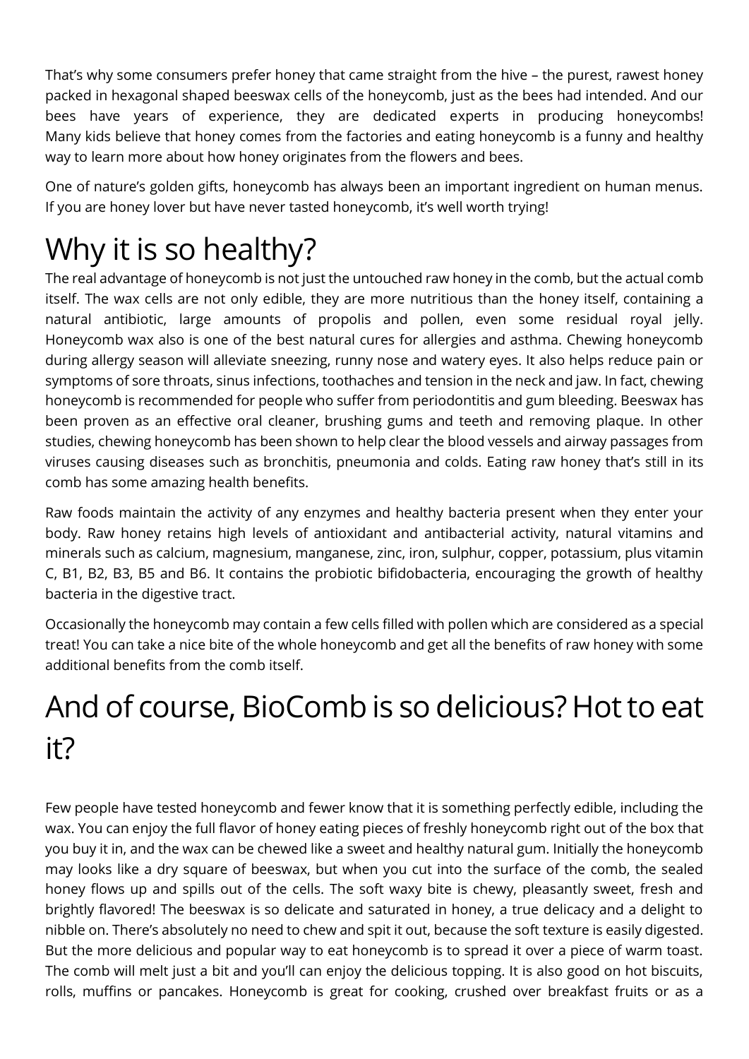That’s why some consumers prefer honey that came straight from the hive – the purest, rawest honey packed in hexagonal shaped beeswax cells of the honeycomb, just as the bees had intended. And our bees have years of experience, they are dedicated experts in producing honeycombs! Many kids believe that honey comes from the factories and eating honeycomb is a funny and healthy way to learn more about how honey originates from the flowers and bees.

One of nature’s golden gifts, honeycomb has always been an important ingredient on human menus. If you are honey lover but have never tasted honeycomb, it’s well worth trying!

# Why it is so healthy?

The real advantage of honeycomb is not just the untouched raw honey in the comb, but the actual comb itself. The wax cells are not only edible, they are more nutritious than the honey itself, containing a natural antibiotic, large amounts of propolis and pollen, even some residual royal jelly. Honeycomb wax also is one of the best natural cures for allergies and asthma. Chewing honeycomb during allergy season will alleviate sneezing, runny nose and watery eyes. It also helps reduce pain or symptoms of sore throats, sinus infections, toothaches and tension in the neck and jaw. In fact, chewing honeycomb is recommended for people who suffer from periodontitis and gum bleeding. Beeswax has been proven as an effective oral cleaner, brushing gums and teeth and removing plaque. In other studies, chewing honeycomb has been shown to help clear the blood vessels and airway passages from viruses causing diseases such as bronchitis, pneumonia and colds. Eating raw honey that’s still in its comb has some amazing health benefits.

Raw foods maintain the activity of any enzymes and healthy bacteria present when they enter your body. Raw honey retains high levels of antioxidant and antibacterial activity, natural vitamins and minerals such as calcium, magnesium, manganese, zinc, iron, sulphur, copper, potassium, plus vitamin C, B1, B2, B3, B5 and B6. It contains the probiotic bifidobacteria, encouraging the growth of healthy bacteria in the digestive tract.

Occasionally the honeycomb may contain a few cells filled with pollen which are considered as a special treat! You can take a nice bite of the whole honeycomb and get all the benefits of raw honey with some additional benefits from the comb itself.

# And of course, BioComb is so delicious? Hot to eat it?

Few people have tested honeycomb and fewer know that it is something perfectly edible, including the wax. You can enjoy the full flavor of honey eating pieces of freshly honeycomb right out of the box that you buy it in, and the wax can be chewed like a sweet and healthy natural gum. Initially the honeycomb may looks like a dry square of beeswax, but when you cut into the surface of the comb, the sealed honey flows up and spills out of the cells. The soft waxy bite is chewy, pleasantly sweet, fresh and brightly flavored! The beeswax is so delicate and saturated in honey, a true delicacy and a delight to nibble on. There’s absolutely no need to chew and spit it out, because the soft texture is easily digested. But the more delicious and popular way to eat honeycomb is to spread it over a piece of warm toast. The comb will melt just a bit and you’ll can enjoy the delicious topping. It is also good on hot biscuits, rolls, muffins or pancakes. Honeycomb is great for cooking, crushed over breakfast fruits or as a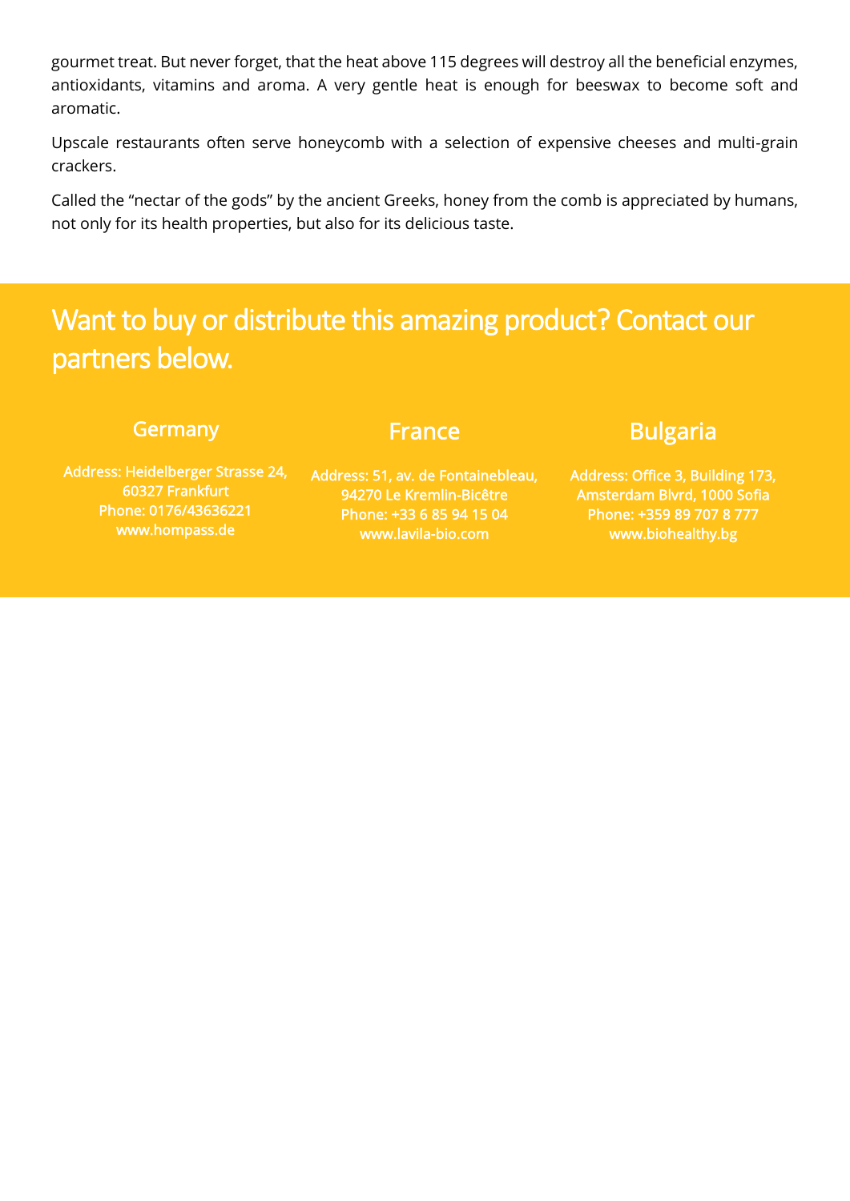gourmet treat. But never forget, that the heat above 115 degrees will destroy all the beneficial enzymes, antioxidants, vitamins and aroma. A very gentle heat is enough for beeswax to become soft and aromatic.

Upscale restaurants often serve honeycomb with a selection of expensive cheeses and multi-grain crackers.

Called the “nectar of the gods” by the ancient Greeks, honey from the comb is appreciated by humans, not only for its health properties, but also for its delicious taste.

## Want to buy or distribute this amazing product? Contact our partners below.

### Germany

Address: Heidelberger Strasse 24, 60327 Frankfurt
Phone: 0176/43636221
www.hompass.de

### France

Address: 51, av. de Fontainebleau, 94270 Le Kremlin-Bicêtre
Phone: +33 6 85 94 15 04
www.lavila-bio.com

### Bulgaria

Address: Office 3, Building 173, Amsterdam Blvrd, 1000 Sofia
Phone: +359 89 707 8 777
www.biohealthy.bg